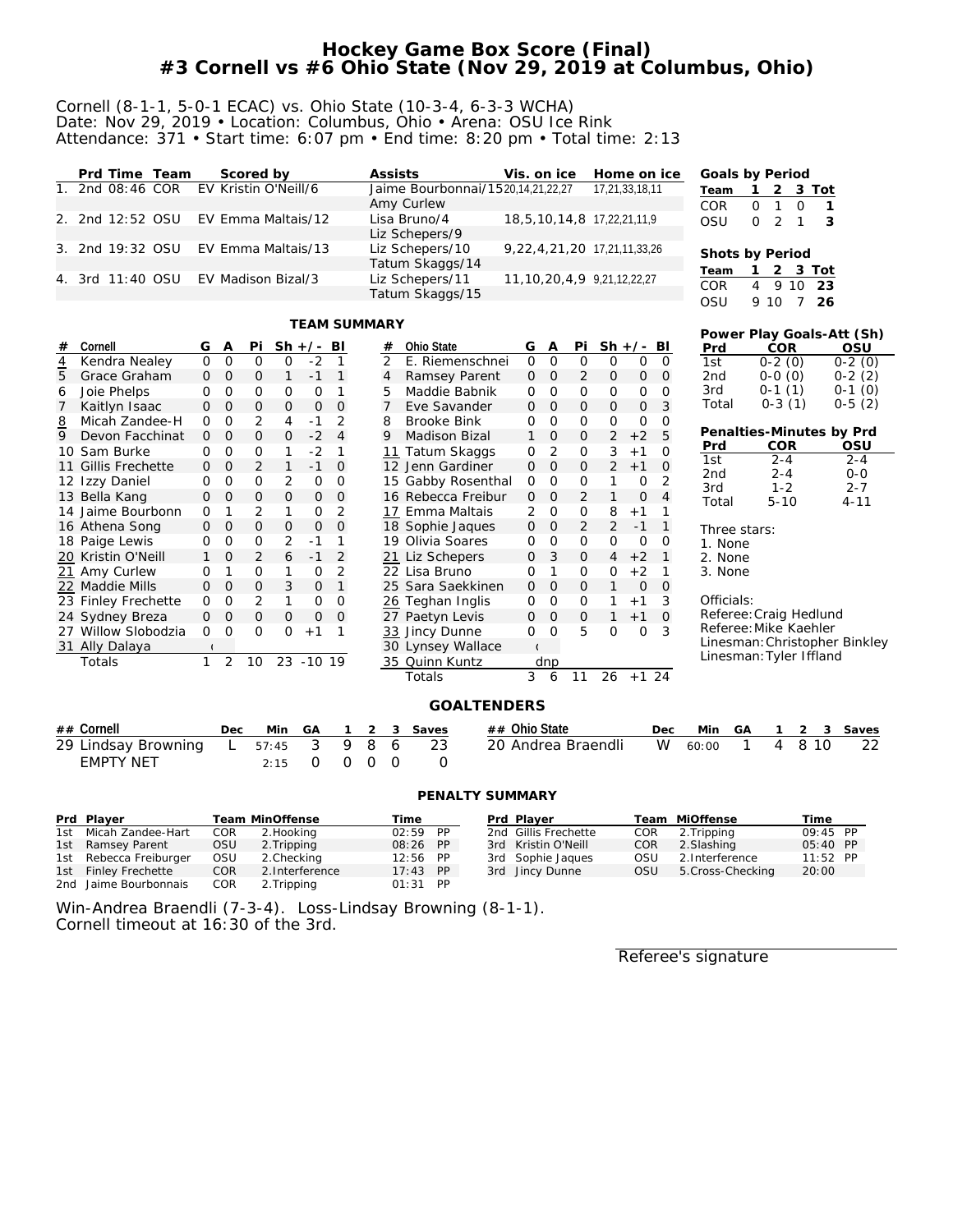# Hockey Game Box Score (Final)
## #3 Cornell vs #6 Ohio State (Nov 29, 2019 at Columbus, Ohio)

Cornell (8-1-1, 5-0-1 ECAC) vs. Ohio State (10-3-4, 6-3-3 WCHA)
Date: Nov 29, 2019 • Location: Columbus, Ohio • Arena: OSU Ice Rink
Attendance: 371 • Start time: 6:07 pm • End time: 8:20 pm • Total time: 2:13

| | Prd | Time | Team | Scored by | Assists | Vis. on ice | Home on ice |
|---|---|---|---|---|---|---|---|
| 1. | 2nd | 08:46 | COR | EV Kristin O'Neill/6 | Jaime Bourbonnai/15, Amy Curlew | 20,14,21,22,27 | 17,21,33,18,11 |
| 2. | 2nd | 12:52 | OSU | EV Emma Maltais/12 | Lisa Bruno/4, Liz Schepers/9 | 18,5,10,14,8 | 17,22,21,11,9 |
| 3. | 2nd | 19:32 | OSU | EV Emma Maltais/13 | Liz Schepers/10, Tatum Skaggs/14 | 9,22,4,21,20 | 17,21,11,33,26 |
| 4. | 3rd | 11:40 | OSU | EV Madison Bizal/3 | Liz Schepers/11, Tatum Skaggs/15 | 11,10,20,4,9 | 9,21,12,22,27 |

**Goals by Period**

| Team | 1 | 2 | 3 | Tot |
|---|---|---|---|---|
| COR | 0 | 1 | 0 | 1 |
| OSU | 0 | 2 | 1 | 3 |

**Shots by Period**

| Team | 1 | 2 | 3 | Tot |
|---|---|---|---|---|
| COR | 4 | 9 | 10 | 23 |
| OSU | 9 | 10 | 7 | 26 |

### TEAM SUMMARY

| # | Cornell | G | A | Pi | Sh | +/- | Bl |
|---|---|---|---|---|---|---|---|
| 4 | Kendra Nealey | 0 | 0 | 0 | 0 | -2 | 1 |
| 5 | Grace Graham | 0 | 0 | 0 | 1 | -1 | 1 |
| 6 | Joie Phelps | 0 | 0 | 0 | 0 | 0 | 1 |
| 7 | Kaitlyn Isaac | 0 | 0 | 0 | 0 | 0 | 0 |
| 8 | Micah Zandee-H | 0 | 0 | 2 | 4 | -1 | 2 |
| 9 | Devon Facchinat | 0 | 0 | 0 | 0 | -2 | 4 |
| 10 | Sam Burke | 0 | 0 | 0 | 1 | -2 | 1 |
| 11 | Gillis Frechette | 0 | 0 | 2 | 1 | -1 | 0 |
| 12 | Izzy Daniel | 0 | 0 | 0 | 2 | 0 | 0 |
| 13 | Bella Kang | 0 | 0 | 0 | 0 | 0 | 0 |
| 14 | Jaime Bourbonn | 0 | 1 | 2 | 1 | 0 | 2 |
| 16 | Athena Song | 0 | 0 | 0 | 0 | 0 | 0 |
| 18 | Paige Lewis | 0 | 0 | 0 | 2 | -1 | 1 |
| 20 | Kristin O'Neill | 1 | 0 | 2 | 6 | -1 | 2 |
| 21 | Amy Curlew | 0 | 1 | 0 | 1 | 0 | 2 |
| 22 | Maddie Mills | 0 | 0 | 0 | 3 | 0 | 1 |
| 23 | Finley Frechette | 0 | 0 | 2 | 1 | 0 | 0 |
| 24 | Sydney Breza | 0 | 0 | 0 | 0 | 0 | 0 |
| 27 | Willow Slobodzia | 0 | 0 | 0 | 0 | +1 | 1 |
| 31 | Ally Dalaya | ( | | | | | |
| | Totals | 1 | 2 | 10 | 23 | -10 | 19 |

| # | Ohio State | G | A | Pi | Sh | +/- | Bl |
|---|---|---|---|---|---|---|---|
| 2 | E. Riemenschnei | 0 | 0 | 0 | 0 | 0 | 0 |
| 4 | Ramsey Parent | 0 | 0 | 2 | 0 | 0 | 0 |
| 5 | Maddie Babnik | 0 | 0 | 0 | 0 | 0 | 0 |
| 7 | Eve Savander | 0 | 0 | 0 | 0 | 0 | 3 |
| 8 | Brooke Bink | 0 | 0 | 0 | 0 | 0 | 0 |
| 9 | Madison Bizal | 1 | 0 | 0 | 2 | +2 | 5 |
| 11 | Tatum Skaggs | 0 | 2 | 0 | 3 | +1 | 0 |
| 12 | Jenn Gardiner | 0 | 0 | 0 | 2 | +1 | 0 |
| 15 | Gabby Rosenthal | 0 | 0 | 0 | 1 | 0 | 2 |
| 16 | Rebecca Freibur | 0 | 0 | 2 | 1 | 0 | 4 |
| 17 | Emma Maltais | 2 | 0 | 0 | 8 | +1 | 1 |
| 18 | Sophie Jaques | 0 | 0 | 2 | 2 | -1 | 1 |
| 19 | Olivia Soares | 0 | 0 | 0 | 0 | 0 | 0 |
| 21 | Liz Schepers | 0 | 3 | 0 | 4 | +2 | 1 |
| 22 | Lisa Bruno | 0 | 1 | 0 | 0 | +2 | 1 |
| 25 | Sara Saekkinen | 0 | 0 | 0 | 1 | 0 | 0 |
| 26 | Teghan Inglis | 0 | 0 | 0 | 1 | +1 | 3 |
| 27 | Paetyn Levis | 0 | 0 | 0 | 1 | +1 | 0 |
| 33 | Jincy Dunne | 0 | 0 | 5 | 0 | 0 | 3 |
| 30 | Lynsey Wallace | ( | | | | | |
| 35 | Quinn Kuntz | dnp | | | | | |
| | Totals | 3 | 6 | 11 | 26 | +1 | 24 |

**Power Play Goals-Att (Sh)**

| Prd | COR | OSU |
|---|---|---|
| 1st | 0-2 (0) | 0-2 (0) |
| 2nd | 0-0 (0) | 0-2 (2) |
| 3rd | 0-1 (1) | 0-1 (0) |
| Total | 0-3 (1) | 0-5 (2) |

**Penalties-Minutes by Prd**

| Prd | COR | OSU |
|---|---|---|
| 1st | 2-4 | 2-4 |
| 2nd | 2-4 | 0-0 |
| 3rd | 1-2 | 2-7 |
| Total | 5-10 | 4-11 |

Three stars:
1. None
2. None
3. None

Officials:
Referee: Craig Hedlund
Referee: Mike Kaehler
Linesman: Christopher Binkley
Linesman: Tyler Iffland

### GOALTENDERS

| ## | Cornell | Dec | Min | GA | 1 | 2 | 3 | Saves |
|---|---|---|---|---|---|---|---|---|
| 29 | Lindsay Browning | L | 57:45 | 3 | 9 | 8 | 6 | 23 |
| | EMPTY NET | | 2:15 | 0 | 0 | 0 | 0 | 0 |

| ## | Ohio State | Dec | Min | GA | 1 | 2 | 3 | Saves |
|---|---|---|---|---|---|---|---|---|
| 20 | Andrea Braendli | W | 60:00 | 1 | 4 | 8 | 10 | 22 |

### PENALTY SUMMARY

| Prd | Player | Team | Min | Offense | Time | |
|---|---|---|---|---|---|---|
| 1st | Micah Zandee-Hart | COR | 2. | Hooking | 02:59 | PP |
| 1st | Ramsey Parent | OSU | 2. | Tripping | 08:26 | PP |
| 1st | Rebecca Freiburger | OSU | 2. | Checking | 12:56 | PP |
| 1st | Finley Frechette | COR | 2. | Interference | 17:43 | PP |
| 2nd | Jaime Bourbonnais | COR | 2. | Tripping | 01:31 | PP |
| 2nd | Gillis Frechette | COR | 2. | Tripping | 09:45 | PP |
| 3rd | Kristin O'Neill | COR | 2. | Slashing | 05:40 | PP |
| 3rd | Sophie Jaques | OSU | 2. | Interference | 11:52 | PP |
| 3rd | Jincy Dunne | OSU | 5. | Cross-Checking | 20:00 | |

Win-Andrea Braendli (7-3-4). Loss-Lindsay Browning (8-1-1).
Cornell timeout at 16:30 of the 3rd.

Referee's signature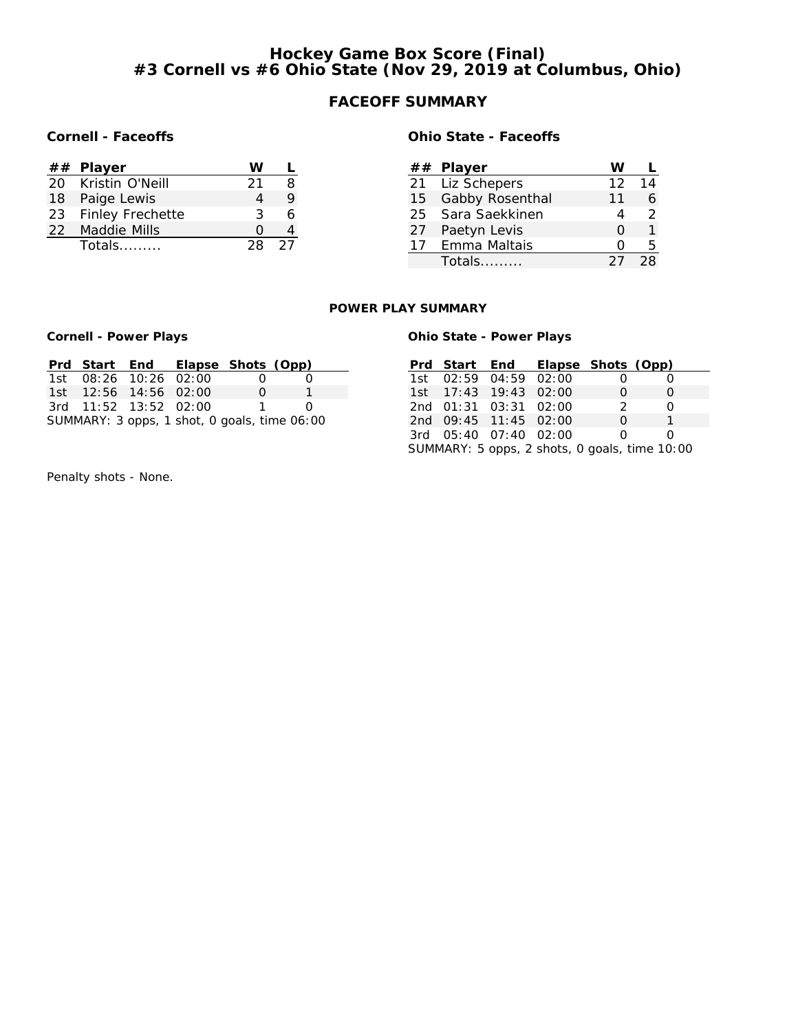# Hockey Game Box Score (Final)
# #3 Cornell vs #6 Ohio State (Nov 29, 2019 at Columbus, Ohio)

## FACEOFF SUMMARY

### Cornell - Faceoffs

| ## | Player | W | L |
|---|---|---|---|
| 20 | Kristin O'Neill | 21 | 8 |
| 18 | Paige Lewis | 4 | 9 |
| 23 | Finley Frechette | 3 | 6 |
| 22 | Maddie Mills | 0 | 4 |
| | Totals......... | 28 | 27 |

### Ohio State - Faceoffs

| ## | Player | W | L |
|---|---|---|---|
| 21 | Liz Schepers | 12 | 14 |
| 15 | Gabby Rosenthal | 11 | 6 |
| 25 | Sara Saekkinen | 4 | 2 |
| 27 | Paetyn Levis | 0 | 1 |
| 17 | Emma Maltais | 0 | 5 |
| | Totals......... | 27 | 28 |

## POWER PLAY SUMMARY

### Cornell - Power Plays

| Prd | Start | End | Elapse | Shots | (Opp) |
|---|---|---|---|---|---|
| 1st | 08:26 | 10:26 | 02:00 | 0 | 0 |
| 1st | 12:56 | 14:56 | 02:00 | 0 | 1 |
| 3rd | 11:52 | 13:52 | 02:00 | 1 | 0 |

SUMMARY: 3 opps, 1 shot, 0 goals, time 06:00

### Ohio State - Power Plays

| Prd | Start | End | Elapse | Shots | (Opp) |
|---|---|---|---|---|---|
| 1st | 02:59 | 04:59 | 02:00 | 0 | 0 |
| 1st | 17:43 | 19:43 | 02:00 | 0 | 0 |
| 2nd | 01:31 | 03:31 | 02:00 | 2 | 0 |
| 2nd | 09:45 | 11:45 | 02:00 | 0 | 1 |
| 3rd | 05:40 | 07:40 | 02:00 | 0 | 0 |

SUMMARY: 5 opps, 2 shots, 0 goals, time 10:00

Penalty shots - None.